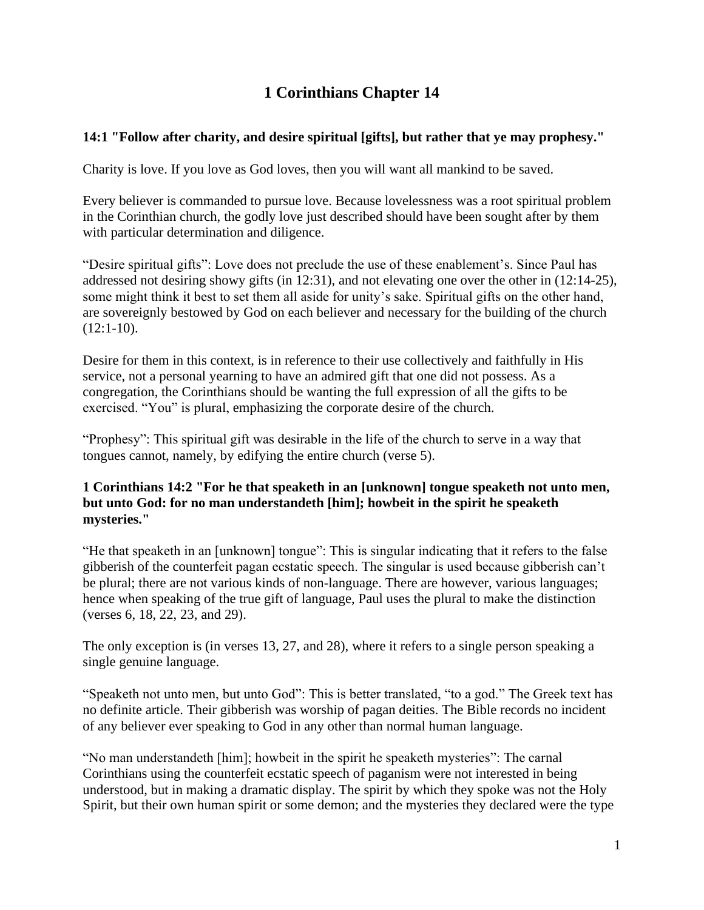# 1 Corinthians Chapter 14

**14:1 "Follow after charity, and desire spiritual [gifts], but rather that ye may prophesy."**

Charity is love. If you love as God loves, then you will want all mankind to be saved.

Every believer is commanded to pursue love. Because lovelessness was a root spiritual problem in the Corinthian church, the godly love just described should have been sought after by them with particular determination and diligence.

"Desire spiritual gifts": Love does not preclude the use of these enablement's. Since Paul has addressed not desiring showy gifts (in 12:31), and not elevating one over the other in (12:14-25), some might think it best to set them all aside for unity's sake. Spiritual gifts on the other hand, are sovereignly bestowed by God on each believer and necessary for the building of the church (12:1-10).

Desire for them in this context, is in reference to their use collectively and faithfully in His service, not a personal yearning to have an admired gift that one did not possess. As a congregation, the Corinthians should be wanting the full expression of all the gifts to be exercised. "You" is plural, emphasizing the corporate desire of the church.

"Prophesy": This spiritual gift was desirable in the life of the church to serve in a way that tongues cannot, namely, by edifying the entire church (verse 5).

**1 Corinthians 14:2 "For he that speaketh in an [unknown] tongue speaketh not unto men, but unto God: for no man understandeth [him]; howbeit in the spirit he speaketh mysteries."**

"He that speaketh in an [unknown] tongue": This is singular indicating that it refers to the false gibberish of the counterfeit pagan ecstatic speech. The singular is used because gibberish can't be plural; there are not various kinds of non-language. There are however, various languages; hence when speaking of the true gift of language, Paul uses the plural to make the distinction (verses 6, 18, 22, 23, and 29).

The only exception is (in verses 13, 27, and 28), where it refers to a single person speaking a single genuine language.

"Speaketh not unto men, but unto God": This is better translated, "to a god." The Greek text has no definite article. Their gibberish was worship of pagan deities. The Bible records no incident of any believer ever speaking to God in any other than normal human language.

"No man understandeth [him]; howbeit in the spirit he speaketh mysteries": The carnal Corinthians using the counterfeit ecstatic speech of paganism were not interested in being understood, but in making a dramatic display. The spirit by which they spoke was not the Holy Spirit, but their own human spirit or some demon; and the mysteries they declared were the type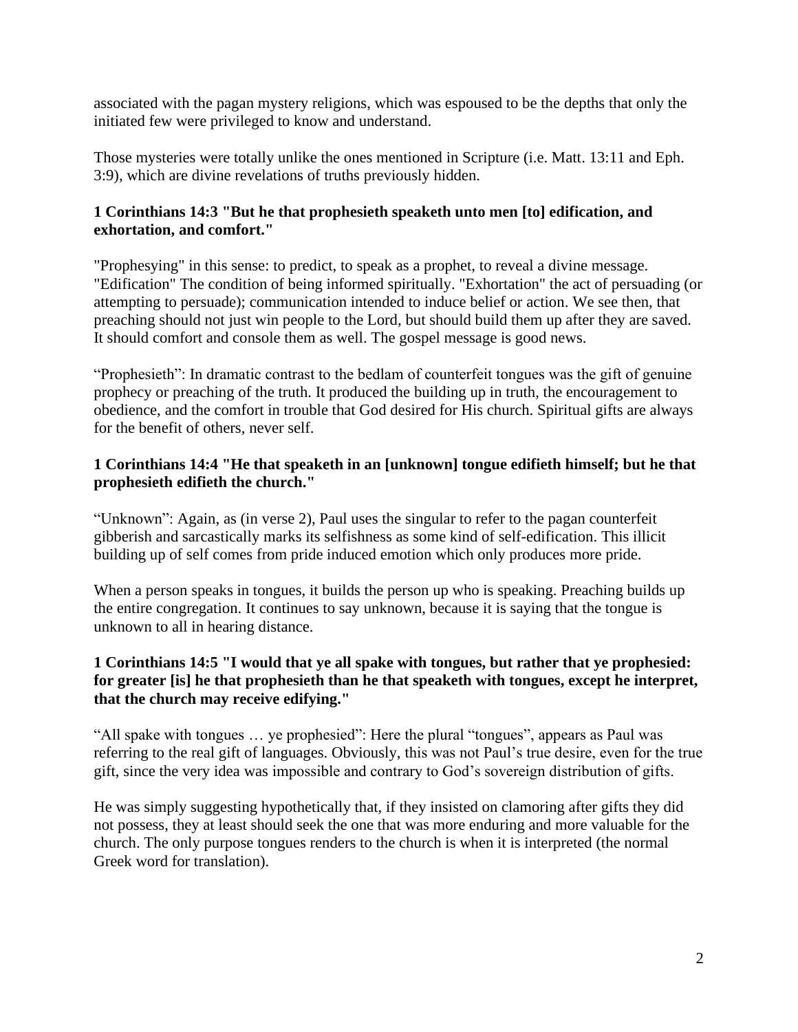associated with the pagan mystery religions, which was espoused to be the depths that only the initiated few were privileged to know and understand.

Those mysteries were totally unlike the ones mentioned in Scripture (i.e. Matt. 13:11 and Eph. 3:9), which are divine revelations of truths previously hidden.

**1 Corinthians 14:3 "But he that prophesieth speaketh unto men [to] edification, and exhortation, and comfort."**

"Prophesying" in this sense: to predict, to speak as a prophet, to reveal a divine message. "Edification" The condition of being informed spiritually. "Exhortation" the act of persuading (or attempting to persuade); communication intended to induce belief or action. We see then, that preaching should not just win people to the Lord, but should build them up after they are saved. It should comfort and console them as well. The gospel message is good news.

"Prophesieth": In dramatic contrast to the bedlam of counterfeit tongues was the gift of genuine prophecy or preaching of the truth. It produced the building up in truth, the encouragement to obedience, and the comfort in trouble that God desired for His church. Spiritual gifts are always for the benefit of others, never self.

**1 Corinthians 14:4 "He that speaketh in an [unknown] tongue edifieth himself; but he that prophesieth edifieth the church."**

"Unknown": Again, as (in verse 2), Paul uses the singular to refer to the pagan counterfeit gibberish and sarcastically marks its selfishness as some kind of self-edification. This illicit building up of self comes from pride induced emotion which only produces more pride.

When a person speaks in tongues, it builds the person up who is speaking. Preaching builds up the entire congregation. It continues to say unknown, because it is saying that the tongue is unknown to all in hearing distance.

**1 Corinthians 14:5 "I would that ye all spake with tongues, but rather that ye prophesied: for greater [is] he that prophesieth than he that speaketh with tongues, except he interpret, that the church may receive edifying."**

"All spake with tongues … ye prophesied": Here the plural "tongues", appears as Paul was referring to the real gift of languages. Obviously, this was not Paul's true desire, even for the true gift, since the very idea was impossible and contrary to God's sovereign distribution of gifts.

He was simply suggesting hypothetically that, if they insisted on clamoring after gifts they did not possess, they at least should seek the one that was more enduring and more valuable for the church. The only purpose tongues renders to the church is when it is interpreted (the normal Greek word for translation).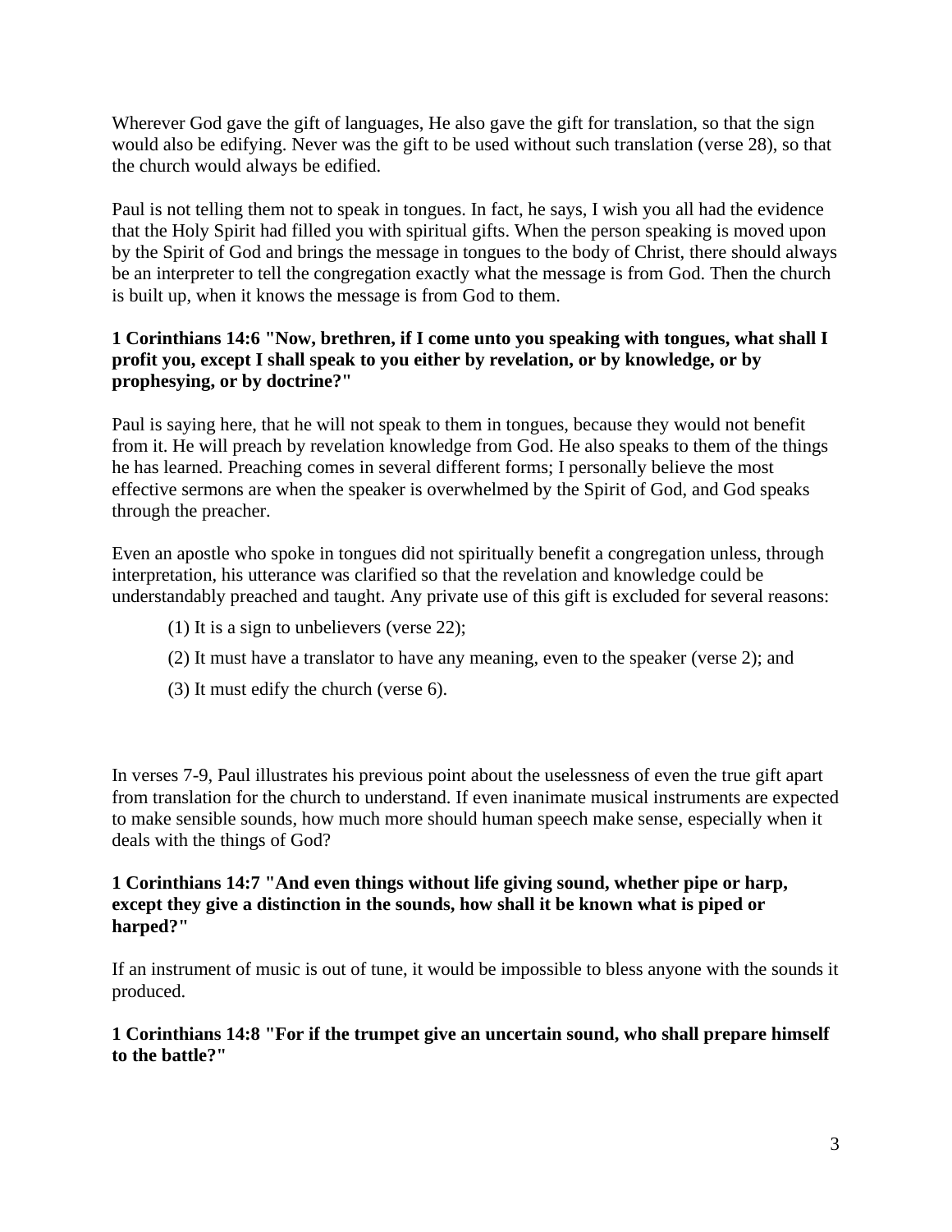Wherever God gave the gift of languages, He also gave the gift for translation, so that the sign would also be edifying. Never was the gift to be used without such translation (verse 28), so that the church would always be edified.

Paul is not telling them not to speak in tongues. In fact, he says, I wish you all had the evidence that the Holy Spirit had filled you with spiritual gifts. When the person speaking is moved upon by the Spirit of God and brings the message in tongues to the body of Christ, there should always be an interpreter to tell the congregation exactly what the message is from God. Then the church is built up, when it knows the message is from God to them.

**1 Corinthians 14:6 "Now, brethren, if I come unto you speaking with tongues, what shall I profit you, except I shall speak to you either by revelation, or by knowledge, or by prophesying, or by doctrine?"**

Paul is saying here, that he will not speak to them in tongues, because they would not benefit from it. He will preach by revelation knowledge from God. He also speaks to them of the things he has learned. Preaching comes in several different forms; I personally believe the most effective sermons are when the speaker is overwhelmed by the Spirit of God, and God speaks through the preacher.

Even an apostle who spoke in tongues did not spiritually benefit a congregation unless, through interpretation, his utterance was clarified so that the revelation and knowledge could be understandably preached and taught. Any private use of this gift is excluded for several reasons:

(1) It is a sign to unbelievers (verse 22);

(2) It must have a translator to have any meaning, even to the speaker (verse 2); and

(3) It must edify the church (verse 6).

In verses 7-9, Paul illustrates his previous point about the uselessness of even the true gift apart from translation for the church to understand. If even inanimate musical instruments are expected to make sensible sounds, how much more should human speech make sense, especially when it deals with the things of God?

**1 Corinthians 14:7 "And even things without life giving sound, whether pipe or harp, except they give a distinction in the sounds, how shall it be known what is piped or harped?"**

If an instrument of music is out of tune, it would be impossible to bless anyone with the sounds it produced.

**1 Corinthians 14:8 "For if the trumpet give an uncertain sound, who shall prepare himself to the battle?"**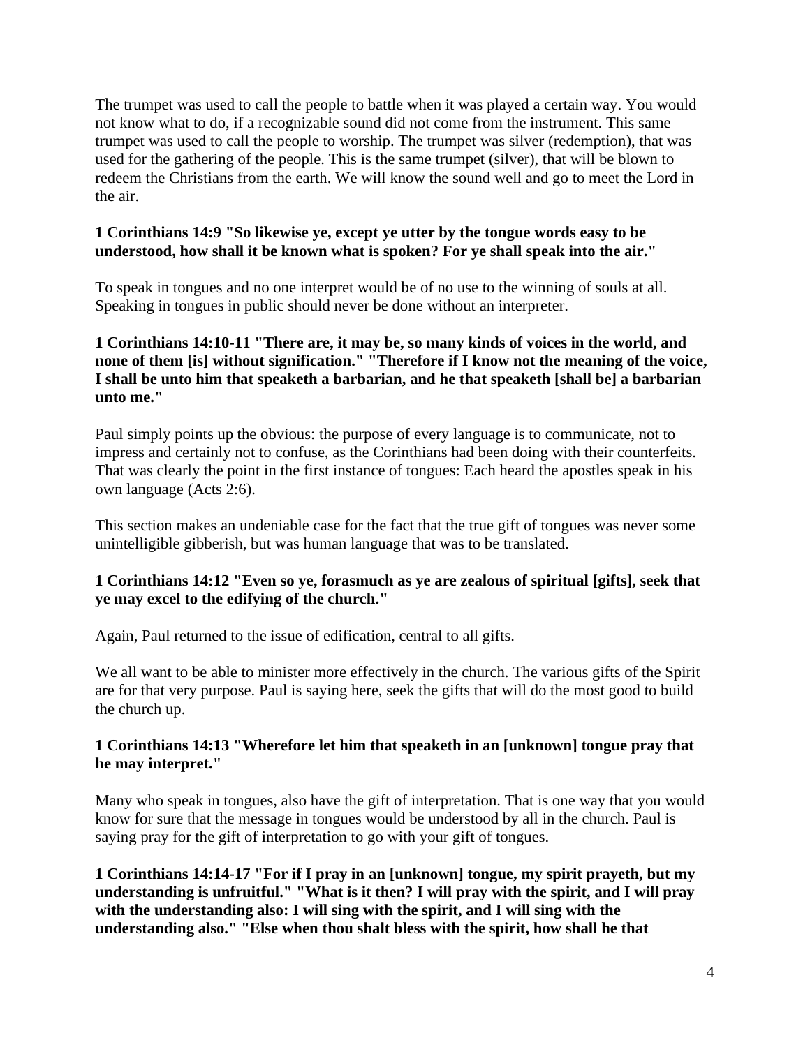The trumpet was used to call the people to battle when it was played a certain way. You would not know what to do, if a recognizable sound did not come from the instrument. This same trumpet was used to call the people to worship. The trumpet was silver (redemption), that was used for the gathering of the people. This is the same trumpet (silver), that will be blown to redeem the Christians from the earth. We will know the sound well and go to meet the Lord in the air.

**1 Corinthians 14:9 "So likewise ye, except ye utter by the tongue words easy to be understood, how shall it be known what is spoken? For ye shall speak into the air."**

To speak in tongues and no one interpret would be of no use to the winning of souls at all. Speaking in tongues in public should never be done without an interpreter.

**1 Corinthians 14:10-11 "There are, it may be, so many kinds of voices in the world, and none of them [is] without signification." "Therefore if I know not the meaning of the voice, I shall be unto him that speaketh a barbarian, and he that speaketh [shall be] a barbarian unto me."**

Paul simply points up the obvious: the purpose of every language is to communicate, not to impress and certainly not to confuse, as the Corinthians had been doing with their counterfeits. That was clearly the point in the first instance of tongues: Each heard the apostles speak in his own language (Acts 2:6).

This section makes an undeniable case for the fact that the true gift of tongues was never some unintelligible gibberish, but was human language that was to be translated.

**1 Corinthians 14:12 "Even so ye, forasmuch as ye are zealous of spiritual [gifts], seek that ye may excel to the edifying of the church."**

Again, Paul returned to the issue of edification, central to all gifts.

We all want to be able to minister more effectively in the church. The various gifts of the Spirit are for that very purpose. Paul is saying here, seek the gifts that will do the most good to build the church up.

**1 Corinthians 14:13 "Wherefore let him that speaketh in an [unknown] tongue pray that he may interpret."**

Many who speak in tongues, also have the gift of interpretation. That is one way that you would know for sure that the message in tongues would be understood by all in the church. Paul is saying pray for the gift of interpretation to go with your gift of tongues.

**1 Corinthians 14:14-17 "For if I pray in an [unknown] tongue, my spirit prayeth, but my understanding is unfruitful." "What is it then? I will pray with the spirit, and I will pray with the understanding also: I will sing with the spirit, and I will sing with the understanding also." "Else when thou shalt bless with the spirit, how shall he that**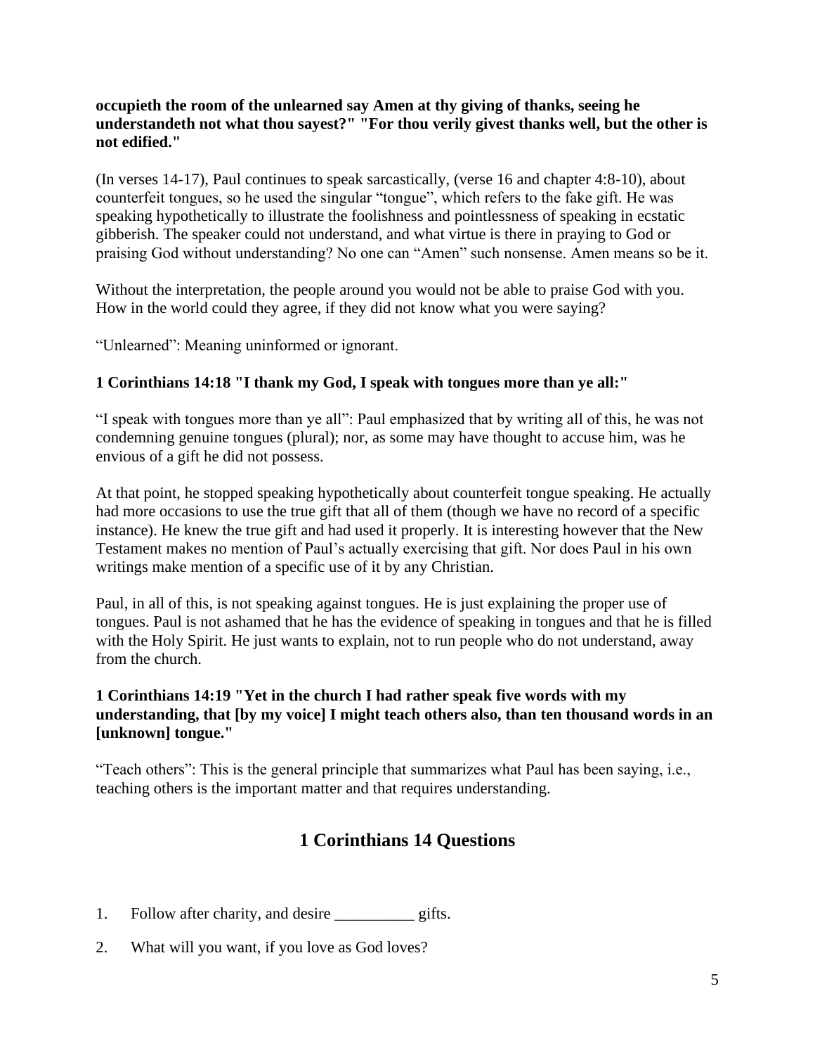**occupieth the room of the unlearned say Amen at thy giving of thanks, seeing he understandeth not what thou sayest?" "For thou verily givest thanks well, but the other is not edified."**

(In verses 14-17), Paul continues to speak sarcastically, (verse 16 and chapter 4:8-10), about counterfeit tongues, so he used the singular "tongue", which refers to the fake gift. He was speaking hypothetically to illustrate the foolishness and pointlessness of speaking in ecstatic gibberish. The speaker could not understand, and what virtue is there in praying to God or praising God without understanding? No one can "Amen" such nonsense. Amen means so be it.

Without the interpretation, the people around you would not be able to praise God with you. How in the world could they agree, if they did not know what you were saying?

"Unlearned": Meaning uninformed or ignorant.

**1 Corinthians 14:18 "I thank my God, I speak with tongues more than ye all:"**

"I speak with tongues more than ye all": Paul emphasized that by writing all of this, he was not condemning genuine tongues (plural); nor, as some may have thought to accuse him, was he envious of a gift he did not possess.

At that point, he stopped speaking hypothetically about counterfeit tongue speaking. He actually had more occasions to use the true gift that all of them (though we have no record of a specific instance). He knew the true gift and had used it properly. It is interesting however that the New Testament makes no mention of Paul's actually exercising that gift. Nor does Paul in his own writings make mention of a specific use of it by any Christian.

Paul, in all of this, is not speaking against tongues. He is just explaining the proper use of tongues. Paul is not ashamed that he has the evidence of speaking in tongues and that he is filled with the Holy Spirit. He just wants to explain, not to run people who do not understand, away from the church.

**1 Corinthians 14:19 "Yet in the church I had rather speak five words with my understanding, that [by my voice] I might teach others also, than ten thousand words in an [unknown] tongue."**

"Teach others": This is the general principle that summarizes what Paul has been saying, i.e., teaching others is the important matter and that requires understanding.

## 1 Corinthians 14 Questions

1. Follow after charity, and desire __________ gifts.

2. What will you want, if you love as God loves?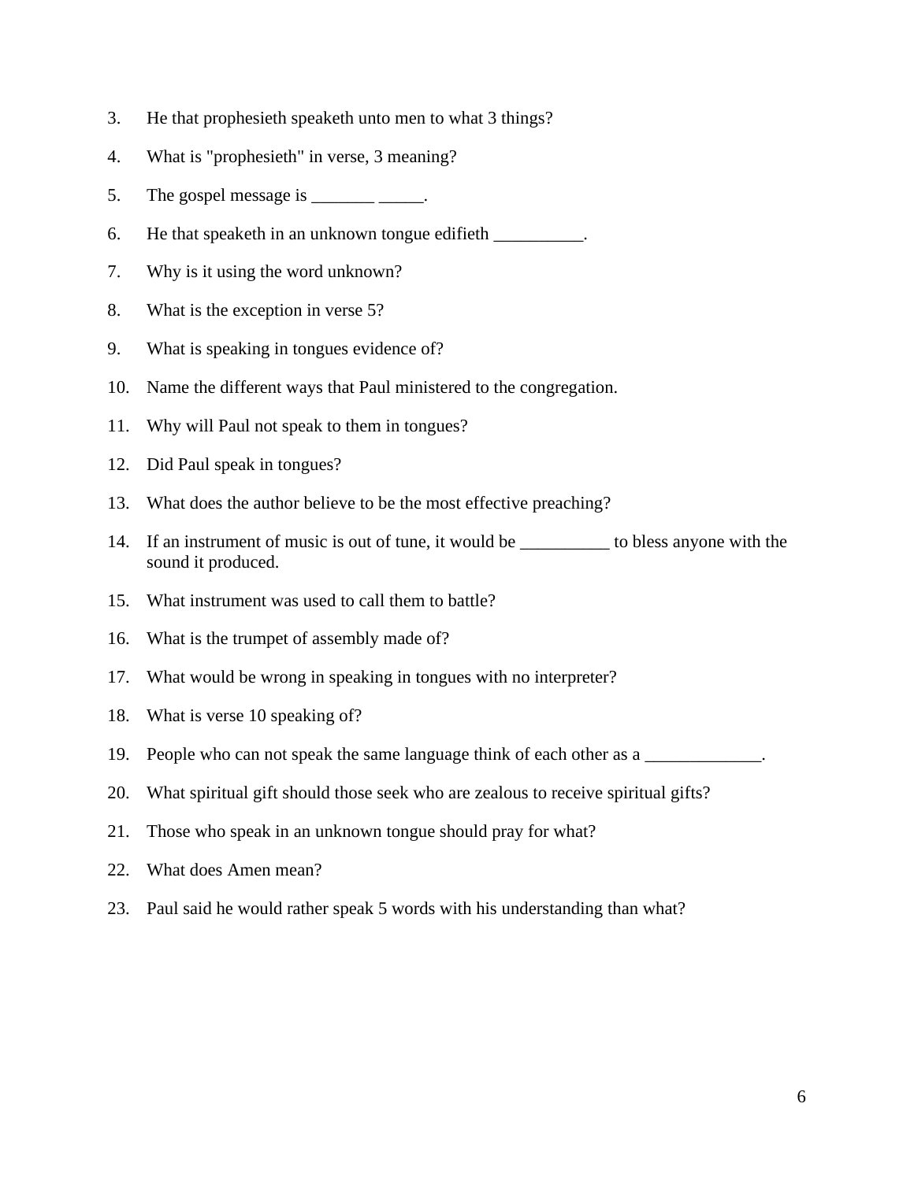3. He that prophesieth speaketh unto men to what 3 things?
4. What is "prophesieth" in verse, 3 meaning?
5. The gospel message is _______ _____.
6. He that speaketh in an unknown tongue edifieth __________.
7. Why is it using the word unknown?
8. What is the exception in verse 5?
9. What is speaking in tongues evidence of?
10. Name the different ways that Paul ministered to the congregation.
11. Why will Paul not speak to them in tongues?
12. Did Paul speak in tongues?
13. What does the author believe to be the most effective preaching?
14. If an instrument of music is out of tune, it would be __________ to bless anyone with the sound it produced.
15. What instrument was used to call them to battle?
16. What is the trumpet of assembly made of?
17. What would be wrong in speaking in tongues with no interpreter?
18. What is verse 10 speaking of?
19. People who can not speak the same language think of each other as a _____________.
20. What spiritual gift should those seek who are zealous to receive spiritual gifts?
21. Those who speak in an unknown tongue should pray for what?
22. What does Amen mean?
23. Paul said he would rather speak 5 words with his understanding than what?